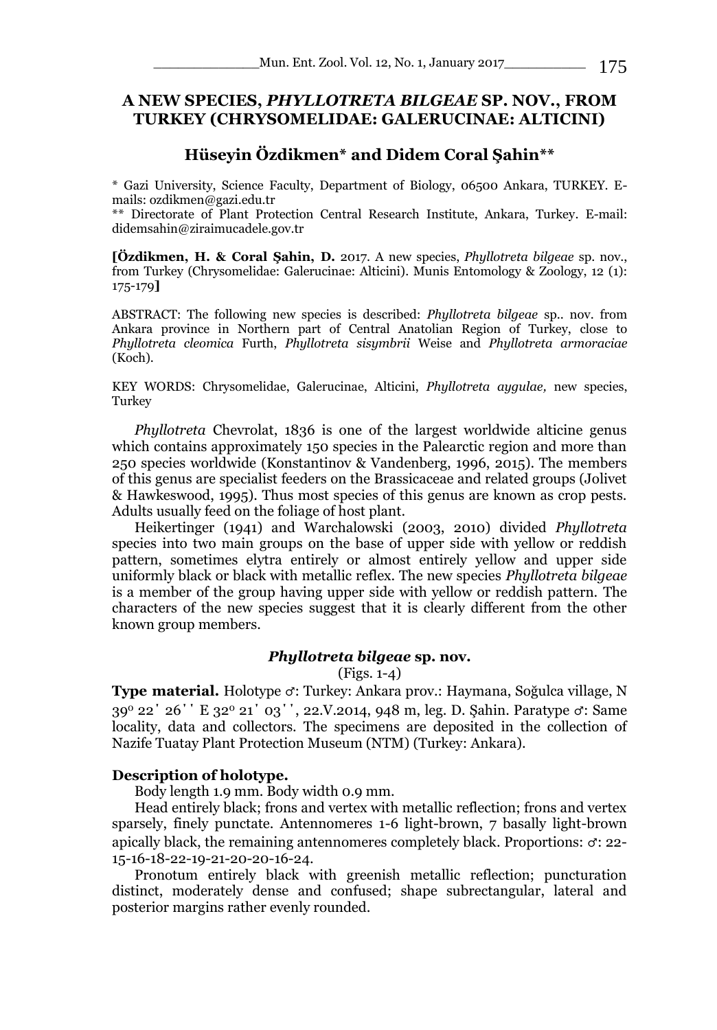# A NEW SPECIES, *PHYLLOTRETA BILGEAE* SP. NOV., FROM TURKEY (CHRYSOMELIDAE: GALERUCINAE: ALTICINI)

## Hüseyin Özdikmen* and Didem Coral Şahin**

\* Gazi University, Science Faculty, Department of Biology, 06500 Ankara, TURKEY. E-mails: ozdikmen@gazi.edu.tr

\*\* Directorate of Plant Protection Central Research Institute, Ankara, Turkey. E-mail: didemsahin@ziraimucadele.gov.tr

**[Özdikmen, H. & Coral Şahin, D.** 2017. A new species, *Phyllotreta bilgeae* sp. nov., from Turkey (Chrysomelidae: Galerucinae: Alticini). Munis Entomology & Zoology, 12 (1): 175-179**]**

ABSTRACT: The following new species is described: *Phyllotreta bilgeae* sp.. nov. from Ankara province in Northern part of Central Anatolian Region of Turkey, close to *Phyllotreta cleomica* Furth, *Phyllotreta sisymbrii* Weise and *Phyllotreta armoraciae* (Koch).

KEY WORDS: Chrysomelidae, Galerucinae, Alticini, *Phyllotreta aygulae,* new species, Turkey

*Phyllotreta* Chevrolat, 1836 is one of the largest worldwide alticine genus which contains approximately 150 species in the Palearctic region and more than 250 species worldwide (Konstantinov & Vandenberg, 1996, 2015). The members of this genus are specialist feeders on the Brassicaceae and related groups (Jolivet & Hawkeswood, 1995). Thus most species of this genus are known as crop pests. Adults usually feed on the foliage of host plant.

Heikertinger (1941) and Warchalowski (2003, 2010) divided *Phyllotreta* species into two main groups on the base of upper side with yellow or reddish pattern, sometimes elytra entirely or almost entirely yellow and upper side uniformly black or black with metallic reflex. The new species *Phyllotreta bilgeae* is a member of the group having upper side with yellow or reddish pattern. The characters of the new species suggest that it is clearly different from the other known group members.

### *Phyllotreta bilgeae* sp. nov.

(Figs. 1-4)

**Type material.** Holotype ♂: Turkey: Ankara prov.: Haymana, Soğulca village, N 39° 22' 26'' E 32° 21' 03'', 22.V.2014, 948 m, leg. D. Şahin. Paratype ♂: Same locality, data and collectors. The specimens are deposited in the collection of Nazife Tuatay Plant Protection Museum (NTM) (Turkey: Ankara).

**Description of holotype.**

Body length 1.9 mm. Body width 0.9 mm.

Head entirely black; frons and vertex with metallic reflection; frons and vertex sparsely, finely punctate. Antennomeres 1-6 light-brown, 7 basally light-brown apically black, the remaining antennomeres completely black. Proportions: ♂: 22-15-16-18-22-19-21-20-20-16-24.

Pronotum entirely black with greenish metallic reflection; puncturation distinct, moderately dense and confused; shape subrectangular, lateral and posterior margins rather evenly rounded.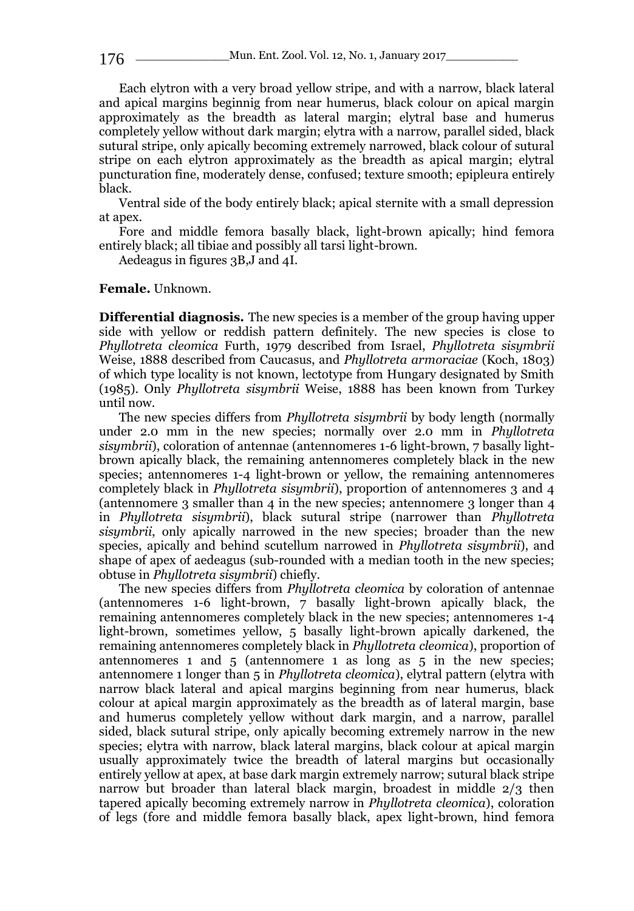Each elytron with a very broad yellow stripe, and with a narrow, black lateral and apical margins beginnig from near humerus, black colour on apical margin approximately as the breadth as lateral margin; elytral base and humerus completely yellow without dark margin; elytra with a narrow, parallel sided, black sutural stripe, only apically becoming extremely narrowed, black colour of sutural stripe on each elytron approximately as the breadth as apical margin; elytral puncturation fine, moderately dense, confused; texture smooth; epipleura entirely black.

Ventral side of the body entirely black; apical sternite with a small depression at apex.

Fore and middle femora basally black, light-brown apically; hind femora entirely black; all tibiae and possibly all tarsi light-brown.

Aedeagus in figures 3B,J and 4I.

**Female.** Unknown.

**Differential diagnosis.** The new species is a member of the group having upper side with yellow or reddish pattern definitely. The new species is close to *Phyllotreta cleomica* Furth, 1979 described from Israel, *Phyllotreta sisymbrii* Weise, 1888 described from Caucasus, and *Phyllotreta armoraciae* (Koch, 1803) of which type locality is not known, lectotype from Hungary designated by Smith (1985). Only *Phyllotreta sisymbrii* Weise, 1888 has been known from Turkey until now.

The new species differs from *Phyllotreta sisymbrii* by body length (normally under 2.0 mm in the new species; normally over 2.0 mm in *Phyllotreta sisymbrii*), coloration of antennae (antennomeres 1-6 light-brown, 7 basally light-brown apically black, the remaining antennomeres completely black in the new species; antennomeres 1-4 light-brown or yellow, the remaining antennomeres completely black in *Phyllotreta sisymbrii*), proportion of antennomeres 3 and 4 (antennomere 3 smaller than 4 in the new species; antennomere 3 longer than 4 in *Phyllotreta sisymbrii*), black sutural stripe (narrower than *Phyllotreta sisymbrii*, only apically narrowed in the new species; broader than the new species, apically and behind scutellum narrowed in *Phyllotreta sisymbrii*), and shape of apex of aedeagus (sub-rounded with a median tooth in the new species; obtuse in *Phyllotreta sisymbrii*) chiefly.

The new species differs from *Phyllotreta cleomica* by coloration of antennae (antennomeres 1-6 light-brown, 7 basally light-brown apically black, the remaining antennomeres completely black in the new species; antennomeres 1-4 light-brown, sometimes yellow, 5 basally light-brown apically darkened, the remaining antennomeres completely black in *Phyllotreta cleomica*), proportion of antennomeres 1 and 5 (antennomere 1 as long as 5 in the new species; antennomere 1 longer than 5 in *Phyllotreta cleomica*), elytral pattern (elytra with narrow black lateral and apical margins beginning from near humerus, black colour at apical margin approximately as the breadth as of lateral margin, base and humerus completely yellow without dark margin, and a narrow, parallel sided, black sutural stripe, only apically becoming extremely narrow in the new species; elytra with narrow, black lateral margins, black colour at apical margin usually approximately twice the breadth of lateral margins but occasionally entirely yellow at apex, at base dark margin extremely narrow; sutural black stripe narrow but broader than lateral black margin, broadest in middle 2/3 then tapered apically becoming extremely narrow in *Phyllotreta cleomica*), coloration of legs (fore and middle femora basally black, apex light-brown, hind femora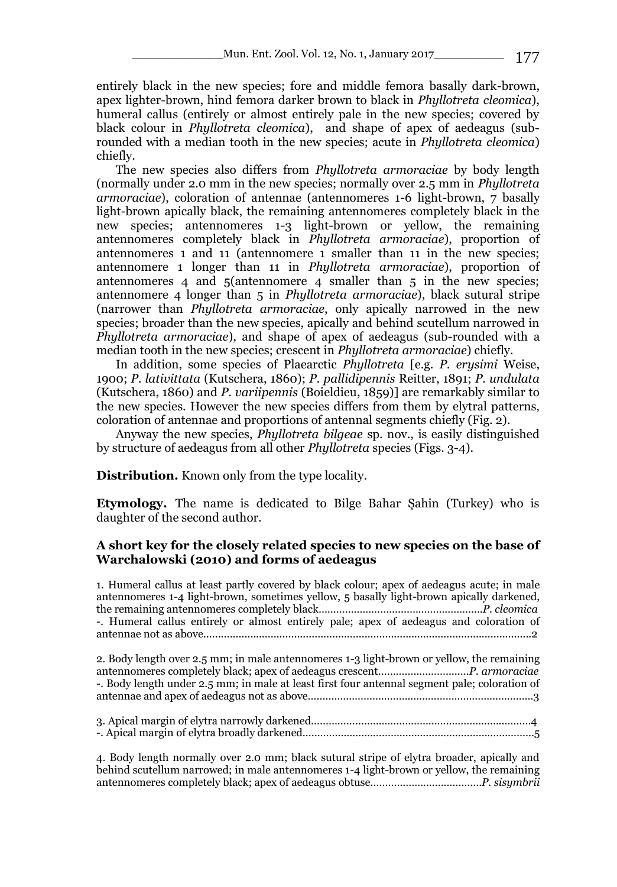entirely black in the new species; fore and middle femora basally dark-brown, apex lighter-brown, hind femora darker brown to black in *Phyllotreta cleomica*), humeral callus (entirely or almost entirely pale in the new species; covered by black colour in *Phyllotreta cleomica*), and shape of apex of aedeagus (sub-rounded with a median tooth in the new species; acute in *Phyllotreta cleomica*) chiefly.

The new species also differs from *Phyllotreta armoraciae* by body length (normally under 2.0 mm in the new species; normally over 2.5 mm in *Phyllotreta armoraciae*), coloration of antennae (antennomeres 1-6 light-brown, 7 basally light-brown apically black, the remaining antennomeres completely black in the new species; antennomeres 1-3 light-brown or yellow, the remaining antennomeres completely black in *Phyllotreta armoraciae*), proportion of antennomeres 1 and 11 (antennomere 1 smaller than 11 in the new species; antennomere 1 longer than 11 in *Phyllotreta armoraciae*), proportion of antennomeres 4 and 5(antennomere 4 smaller than 5 in the new species; antennomere 4 longer than 5 in *Phyllotreta armoraciae*), black sutural stripe (narrower than *Phyllotreta armoraciae*, only apically narrowed in the new species; broader than the new species, apically and behind scutellum narrowed in *Phyllotreta armoraciae*), and shape of apex of aedeagus (sub-rounded with a median tooth in the new species; crescent in *Phyllotreta armoraciae*) chiefly.

In addition, some species of Plaearctic *Phyllotreta* [e.g. *P. erysimi* Weise, 1900; *P. lativittata* (Kutschera, 1860); *P. pallidipennis* Reitter, 1891; *P. undulata* (Kutschera, 1860) and *P. variipennis* (Boieldieu, 1859)] are remarkably similar to the new species. However the new species differs from them by elytral patterns, coloration of antennae and proportions of antennal segments chiefly (Fig. 2).

Anyway the new species, *Phyllotreta bilgeae* sp. nov., is easily distinguished by structure of aedeagus from all other *Phyllotreta* species (Figs. 3-4).

**Distribution.** Known only from the type locality.

**Etymology.** The name is dedicated to Bilge Bahar Şahin (Turkey) who is daughter of the second author.

### A short key for the closely related species to new species on the base of Warchalowski (2010) and forms of aedeagus

1. Humeral callus at least partly covered by black colour; apex of aedeagus acute; in male antennomeres 1-4 light-brown, sometimes yellow, 5 basally light-brown apically darkened, the remaining antennomeres completely black........................................................*P. cleomica*
-. Humeral callus entirely or almost entirely pale; apex of aedeagus and coloration of antennae not as above................................................................................................................2

2. Body length over 2.5 mm; in male antennomeres 1-3 light-brown or yellow, the remaining antennomeres completely black; apex of aedeagus crescent..............................*P. armoraciae*
-. Body length under 2.5 mm; in male at least first four antennal segment pale; coloration of antennae and apex of aedeagus not as above.............................................................................3

3. Apical margin of elytra narrowly darkened...........................................................................4
-. Apical margin of elytra broadly darkened..............................................................................5

4. Body length normally over 2.0 mm; black sutural stripe of elytra broader, apically and behind scutellum narrowed; in male antennomeres 1-4 light-brown or yellow, the remaining antennomeres completely black; apex of aedeagus obtuse.....................................*P. sisymbrii*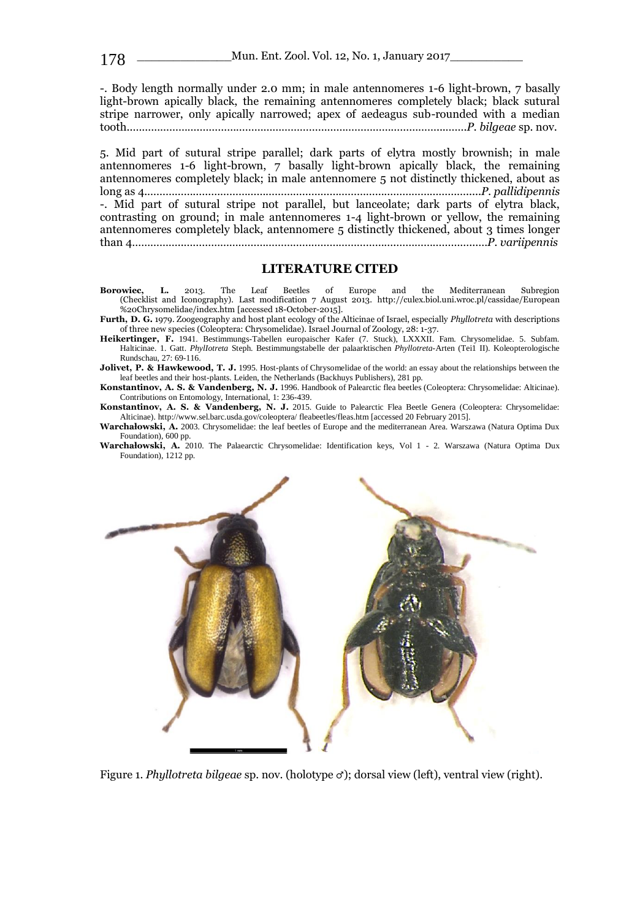-. Body length normally under 2.0 mm; in male antennomeres 1-6 light-brown, 7 basally light-brown apically black, the remaining antennomeres completely black; black sutural stripe narrower, only apically narrowed; apex of aedeagus sub-rounded with a median tooth.............................................................................................................*P. bilgeae* sp. nov.

5. Mid part of sutural stripe parallel; dark parts of elytra mostly brownish; in male antennomeres 1-6 light-brown, 7 basally light-brown apically black, the remaining antennomeres completely black; in male antennomere 5 not distinctly thickened, about as long as 4.............................................................................................................*P. pallidipennis*

-. Mid part of sutural stripe not parallel, but lanceolate; dark parts of elytra black, contrasting on ground; in male antennomeres 1-4 light-brown or yellow, the remaining antennomeres completely black, antennomere 5 distinctly thickened, about 3 times longer than 4.............................................................................................................*P. variipennis*

## LITERATURE CITED

**Borowiec, L.** 2013. The Leaf Beetles of Europe and the Mediterranean Subregion (Checklist and Iconography). Last modification 7 August 2013. http://culex.biol.uni.wroc.pl/cassidae/European%20Chrysomelidae/index.htm [accessed 18-October-2015].

**Furth, D. G.** 1979. Zoogeography and host plant ecology of the Alticinae of Israel, especially *Phyllotreta* with descriptions of three new species (Coleoptera: Chrysomelidae). Israel Journal of Zoology, 28: 1-37.

**Heikertinger, F.** 1941. Bestimmungs-Tabellen europaischer Kafer (7. Stuck), LXXXII. Fam. Chrysomelidae. 5. Subfam. Halticinae. 1. Gatt. *Phyllotreta* Steph. Bestimmungstabelle der palaarktischen *Phyllotreta*-Arten (Tei1 II). Koleopterologische Rundschau, 27: 69-116.

**Jolivet, P. & Hawkewood, T. J.** 1995. Host-plants of Chrysomelidae of the world: an essay about the relationships between the leaf beetles and their host-plants. Leiden, the Netherlands (Backhuys Publishers), 281 pp.

**Konstantinov, A. S. & Vandenberg, N. J.** 1996. Handbook of Palearctic flea beetles (Coleoptera: Chrysomelidae: Alticinae). Contributions on Entomology, International, 1: 236-439.

**Konstantinov, A. S. & Vandenberg, N. J.** 2015. Guide to Palearctic Flea Beetle Genera (Coleoptera: Chrysomelidae: Alticinae). http://www.sel.barc.usda.gov/coleoptera/ fleabeetles/fleas.htm [accessed 20 February 2015].

**Warchałowski, A.** 2003. Chrysomelidae: the leaf beetles of Europe and the mediterranean Area. Warszawa (Natura Optima Dux Foundation), 600 pp.

**Warchałowski, A.** 2010. The Palaearctic Chrysomelidae: Identification keys, Vol 1 - 2. Warszawa (Natura Optima Dux Foundation), 1212 pp.

Figure 1. *Phyllotreta bilgeae* sp. nov. (holotype ♂); dorsal view (left), ventral view (right).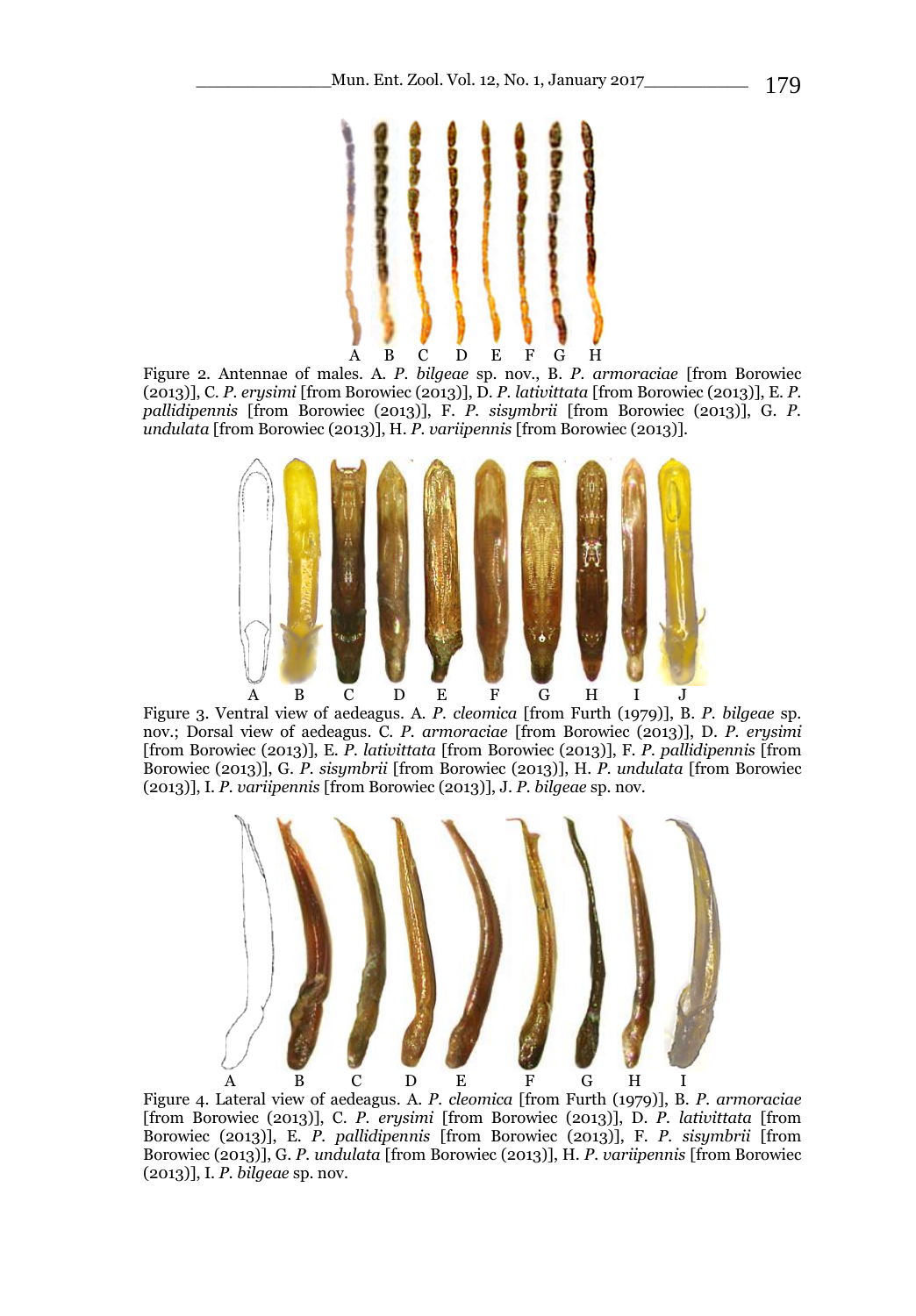A B C D E F G H

Figure 2. Antennae of males. A. *P. bilgeae* sp. nov., B. *P. armoraciae* [from Borowiec (2013)], C. *P. erysimi* [from Borowiec (2013)], D. *P. lativittata* [from Borowiec (2013)], E. *P. pallidipennis* [from Borowiec (2013)], F. *P. sisymbrii* [from Borowiec (2013)], G. *P. undulata* [from Borowiec (2013)], H. *P. variipennis* [from Borowiec (2013)].

A B C D E F G H I J

Figure 3. Ventral view of aedeagus. A. *P. cleomica* [from Furth (1979)], B. *P. bilgeae* sp. nov.; Dorsal view of aedeagus. C. *P. armoraciae* [from Borowiec (2013)], D. *P. erysimi* [from Borowiec (2013)], E. *P. lativittata* [from Borowiec (2013)], F. *P. pallidipennis* [from Borowiec (2013)], G. *P. sisymbrii* [from Borowiec (2013)], H. *P. undulata* [from Borowiec (2013)], I. *P. variipennis* [from Borowiec (2013)], J. *P. bilgeae* sp. nov.

A B C D E F G H I

Figure 4. Lateral view of aedeagus. A. *P. cleomica* [from Furth (1979)], B. *P. armoraciae* [from Borowiec (2013)], C. *P. erysimi* [from Borowiec (2013)], D. *P. lativittata* [from Borowiec (2013)], E. *P. pallidipennis* [from Borowiec (2013)], F. *P. sisymbrii* [from Borowiec (2013)], G. *P. undulata* [from Borowiec (2013)], H. *P. variipennis* [from Borowiec (2013)], I. *P. bilgeae* sp. nov.